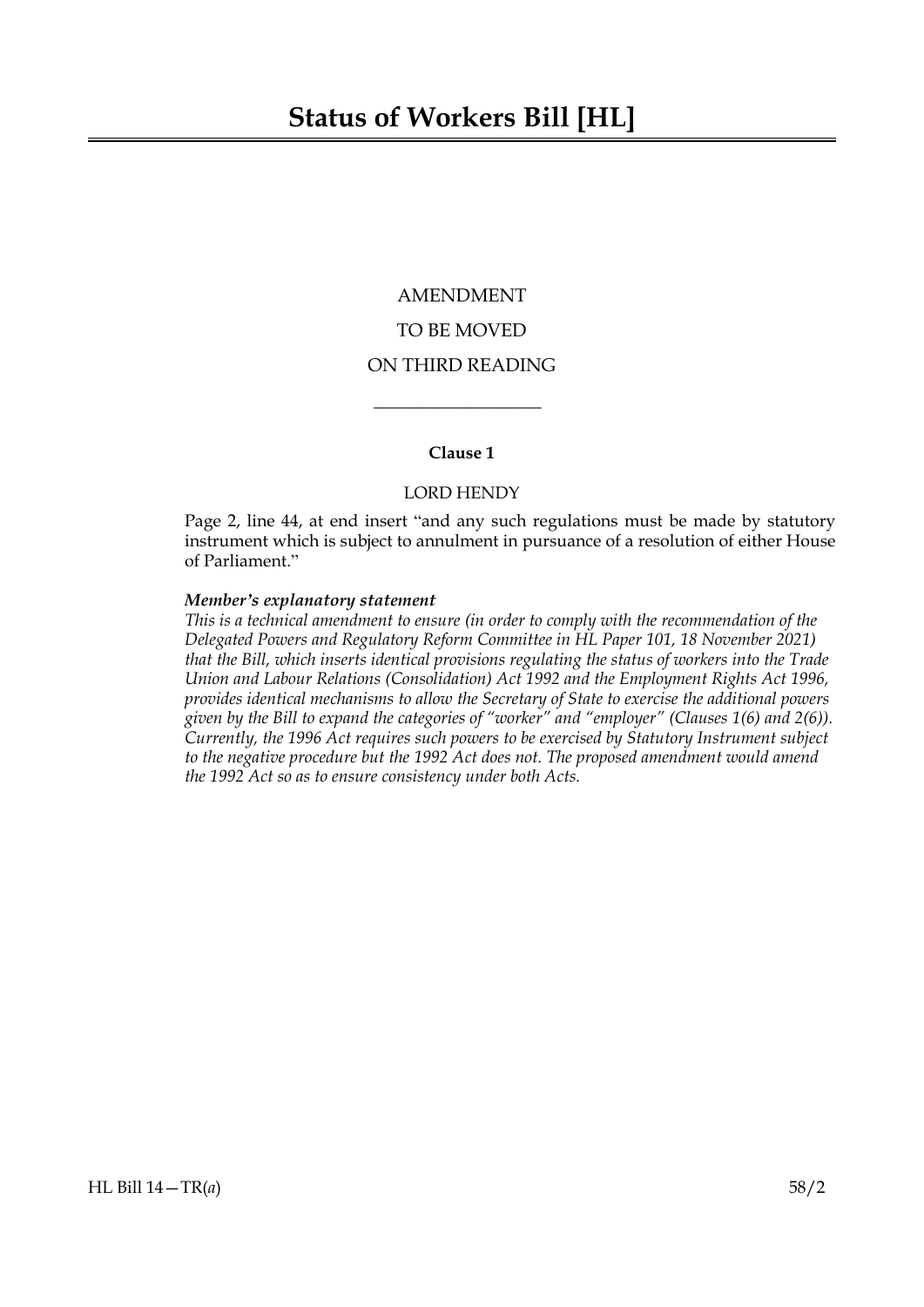# Status of Workers Bill [HL]

AMENDMENT

TO BE MOVED

ON THIRD READING

---

**Clause 1**

LORD HENDY

Page 2, line 44, at end insert "and any such regulations must be made by statutory instrument which is subject to annulment in pursuance of a resolution of either House of Parliament."

***Member's explanatory statement***

*This is a technical amendment to ensure (in order to comply with the recommendation of the Delegated Powers and Regulatory Reform Committee in HL Paper 101, 18 November 2021) that the Bill, which inserts identical provisions regulating the status of workers into the Trade Union and Labour Relations (Consolidation) Act 1992 and the Employment Rights Act 1996, provides identical mechanisms to allow the Secretary of State to exercise the additional powers given by the Bill to expand the categories of "worker" and "employer" (Clauses 1(6) and 2(6)). Currently, the 1996 Act requires such powers to be exercised by Statutory Instrument subject to the negative procedure but the 1992 Act does not. The proposed amendment would amend the 1992 Act so as to ensure consistency under both Acts.*

HL Bill 14—TR(*a*) 58/2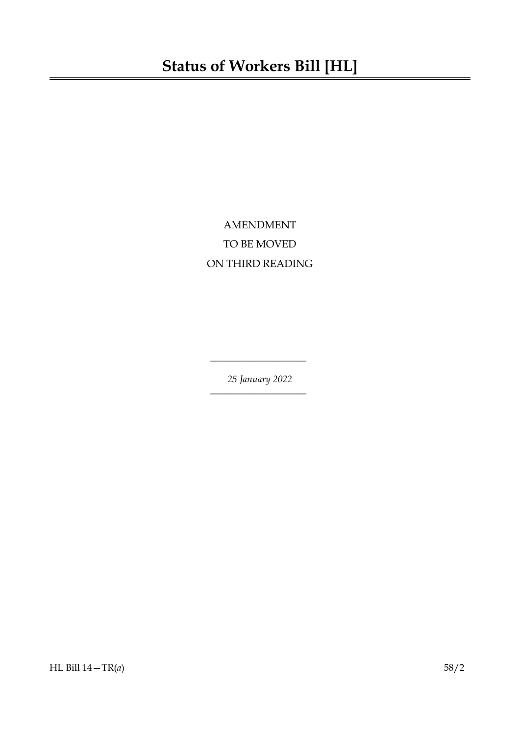# Status of Workers Bill [HL]

AMENDMENT

TO BE MOVED

ON THIRD READING

---

*25 January 2022*

---

HL Bill 14—TR(*a*)

58/2